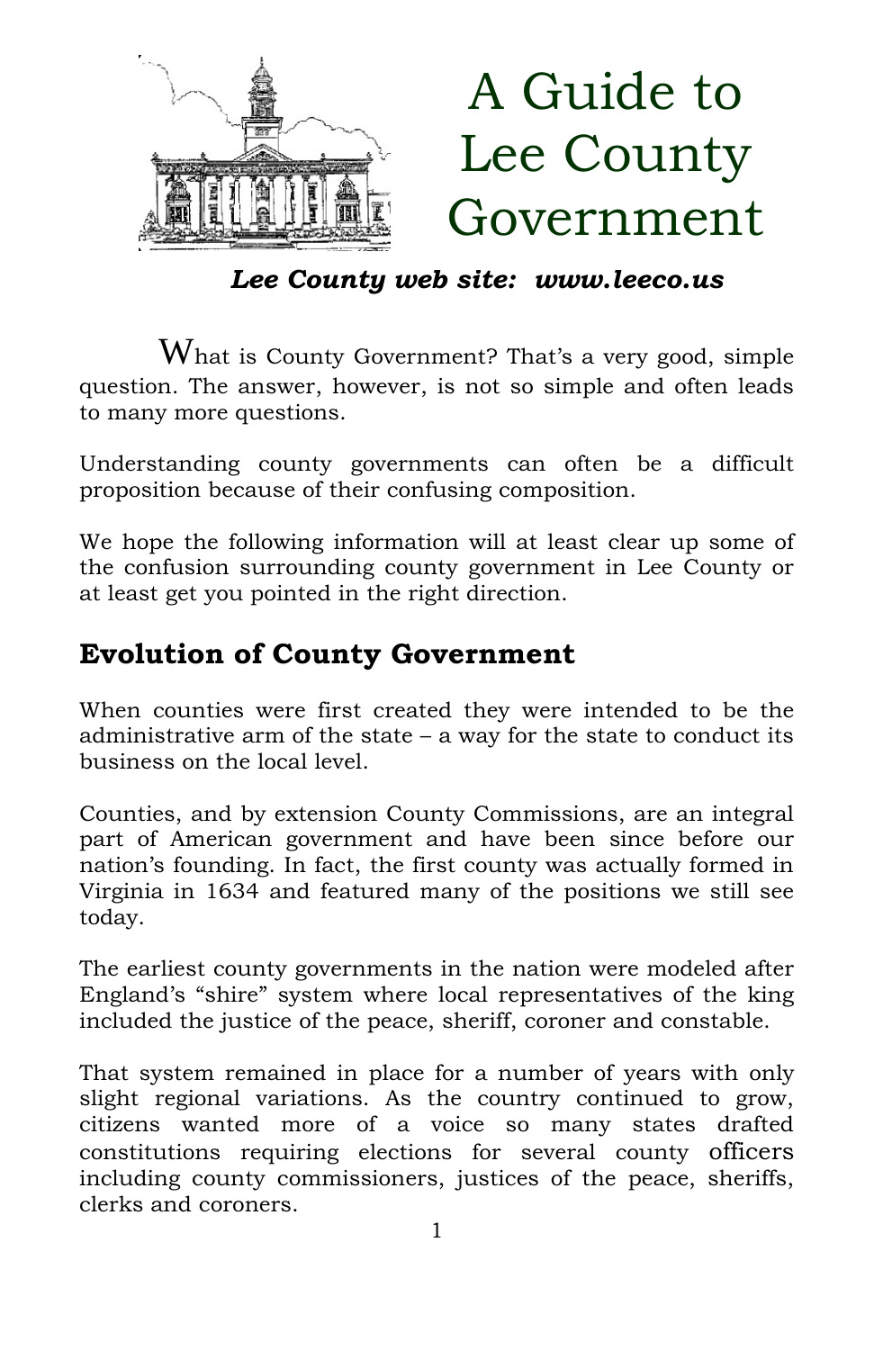# A Guide to Lee County Government

***Lee County web site: www.leeco.us***

What is County Government? That's a very good, simple question. The answer, however, is not so simple and often leads to many more questions.

Understanding county governments can often be a difficult proposition because of their confusing composition.

We hope the following information will at least clear up some of the confusion surrounding county government in Lee County or at least get you pointed in the right direction.

## Evolution of County Government

When counties were first created they were intended to be the administrative arm of the state – a way for the state to conduct its business on the local level.

Counties, and by extension County Commissions, are an integral part of American government and have been since before our nation's founding. In fact, the first county was actually formed in Virginia in 1634 and featured many of the positions we still see today.

The earliest county governments in the nation were modeled after England's "shire" system where local representatives of the king included the justice of the peace, sheriff, coroner and constable.

That system remained in place for a number of years with only slight regional variations. As the country continued to grow, citizens wanted more of a voice so many states drafted constitutions requiring elections for several county officers including county commissioners, justices of the peace, sheriffs, clerks and coroners.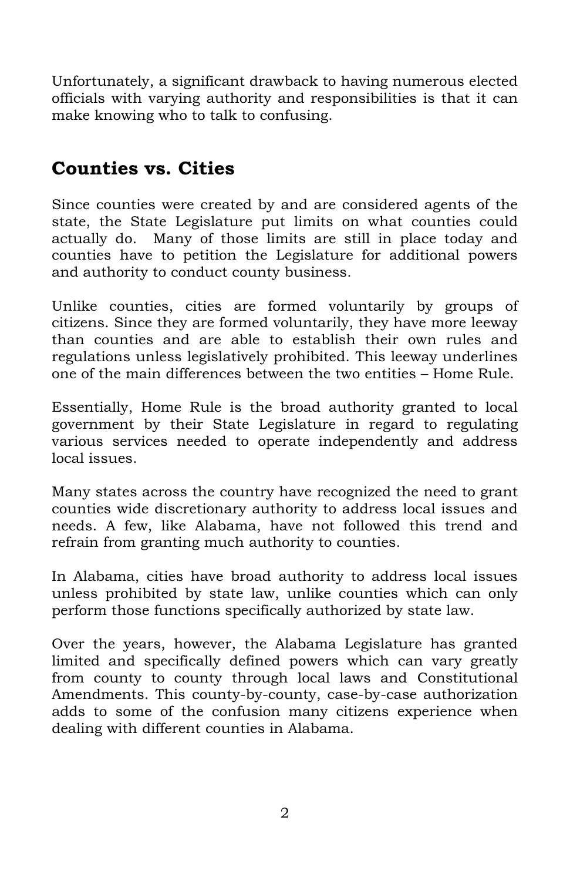Unfortunately, a significant drawback to having numerous elected officials with varying authority and responsibilities is that it can make knowing who to talk to confusing.

## Counties vs. Cities

Since counties were created by and are considered agents of the state, the State Legislature put limits on what counties could actually do. Many of those limits are still in place today and counties have to petition the Legislature for additional powers and authority to conduct county business.

Unlike counties, cities are formed voluntarily by groups of citizens. Since they are formed voluntarily, they have more leeway than counties and are able to establish their own rules and regulations unless legislatively prohibited. This leeway underlines one of the main differences between the two entities – Home Rule.

Essentially, Home Rule is the broad authority granted to local government by their State Legislature in regard to regulating various services needed to operate independently and address local issues.

Many states across the country have recognized the need to grant counties wide discretionary authority to address local issues and needs. A few, like Alabama, have not followed this trend and refrain from granting much authority to counties.

In Alabama, cities have broad authority to address local issues unless prohibited by state law, unlike counties which can only perform those functions specifically authorized by state law.

Over the years, however, the Alabama Legislature has granted limited and specifically defined powers which can vary greatly from county to county through local laws and Constitutional Amendments. This county-by-county, case-by-case authorization adds to some of the confusion many citizens experience when dealing with different counties in Alabama.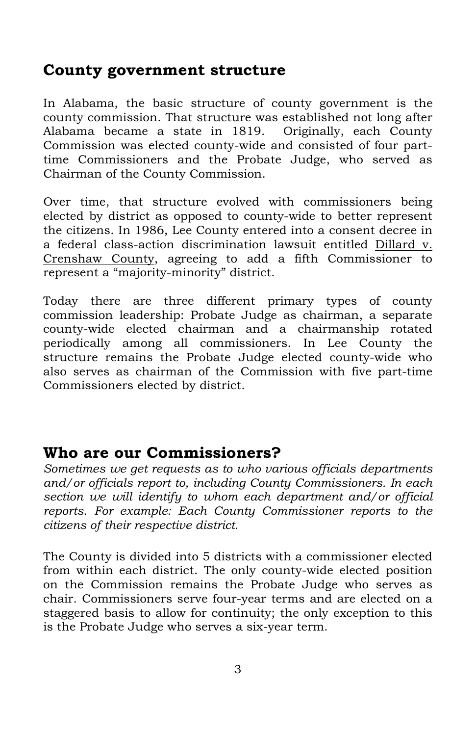## County government structure

In Alabama, the basic structure of county government is the county commission. That structure was established not long after Alabama became a state in 1819. Originally, each County Commission was elected county-wide and consisted of four part-time Commissioners and the Probate Judge, who served as Chairman of the County Commission.

Over time, that structure evolved with commissioners being elected by district as opposed to county-wide to better represent the citizens. In 1986, Lee County entered into a consent decree in a federal class-action discrimination lawsuit entitled <u>Dillard v. Crenshaw County</u>, agreeing to add a fifth Commissioner to represent a "majority-minority" district.

Today there are three different primary types of county commission leadership: Probate Judge as chairman, a separate county-wide elected chairman and a chairmanship rotated periodically among all commissioners. In Lee County the structure remains the Probate Judge elected county-wide who also serves as chairman of the Commission with five part-time Commissioners elected by district.

## Who are our Commissioners?

*Sometimes we get requests as to who various officials departments and/or officials report to, including County Commissioners. In each section we will identify to whom each department and/or official reports. For example: Each County Commissioner reports to the citizens of their respective district.*

The County is divided into 5 districts with a commissioner elected from within each district. The only county-wide elected position on the Commission remains the Probate Judge who serves as chair. Commissioners serve four-year terms and are elected on a staggered basis to allow for continuity; the only exception to this is the Probate Judge who serves a six-year term.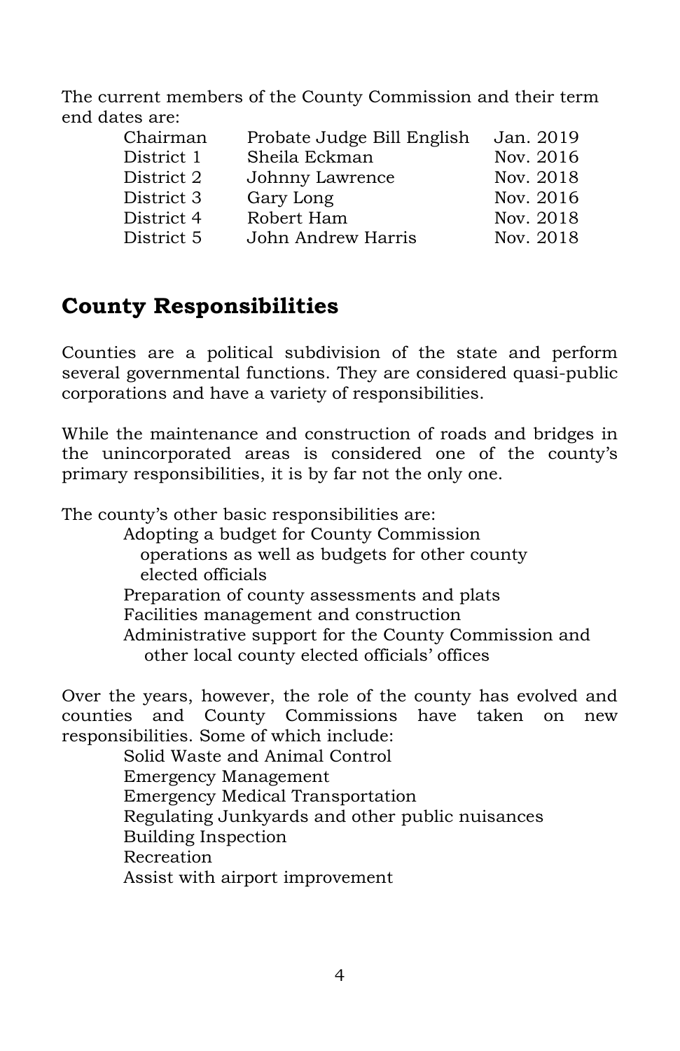The current members of the County Commission and their term end dates are:

| | | |
|---|---|---|
| Chairman | Probate Judge Bill English | Jan. 2019 |
| District 1 | Sheila Eckman | Nov. 2016 |
| District 2 | Johnny Lawrence | Nov. 2018 |
| District 3 | Gary Long | Nov. 2016 |
| District 4 | Robert Ham | Nov. 2018 |
| District 5 | John Andrew Harris | Nov. 2018 |

## County Responsibilities

Counties are a political subdivision of the state and perform several governmental functions. They are considered quasi-public corporations and have a variety of responsibilities.

While the maintenance and construction of roads and bridges in the unincorporated areas is considered one of the county's primary responsibilities, it is by far not the only one.

The county's other basic responsibilities are:

- Adopting a budget for County Commission operations as well as budgets for other county elected officials
- Preparation of county assessments and plats
- Facilities management and construction
- Administrative support for the County Commission and other local county elected officials' offices

Over the years, however, the role of the county has evolved and counties and County Commissions have taken on new responsibilities. Some of which include:

- Solid Waste and Animal Control
- Emergency Management
- Emergency Medical Transportation
- Regulating Junkyards and other public nuisances
- Building Inspection
- Recreation
- Assist with airport improvement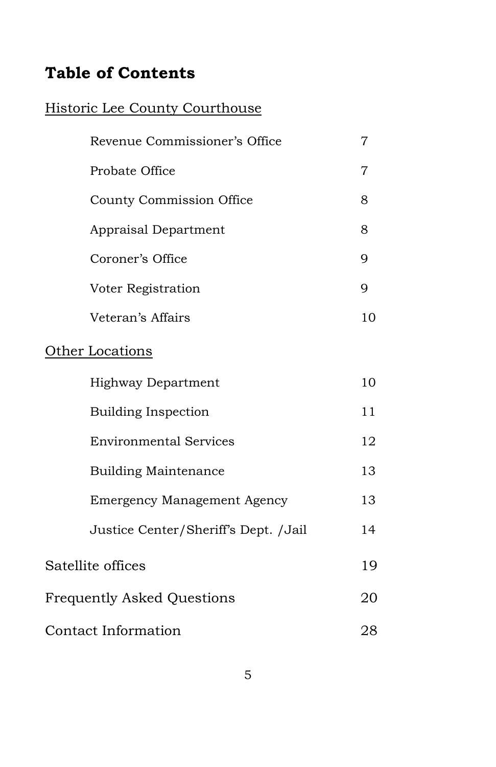## Table of Contents

<u>Historic Lee County Courthouse</u>

| | |
|---|---|
| Revenue Commissioner's Office | 7 |
| Probate Office | 7 |
| County Commission Office | 8 |
| Appraisal Department | 8 |
| Coroner's Office | 9 |
| Voter Registration | 9 |
| Veteran's Affairs | 10 |

<u>Other Locations</u>

| | |
|---|---|
| Highway Department | 10 |
| Building Inspection | 11 |
| Environmental Services | 12 |
| Building Maintenance | 13 |
| Emergency Management Agency | 13 |
| Justice Center/Sheriff's Dept. /Jail | 14 |

| | |
|---|---|
| Satellite offices | 19 |
| Frequently Asked Questions | 20 |
| Contact Information | 28 |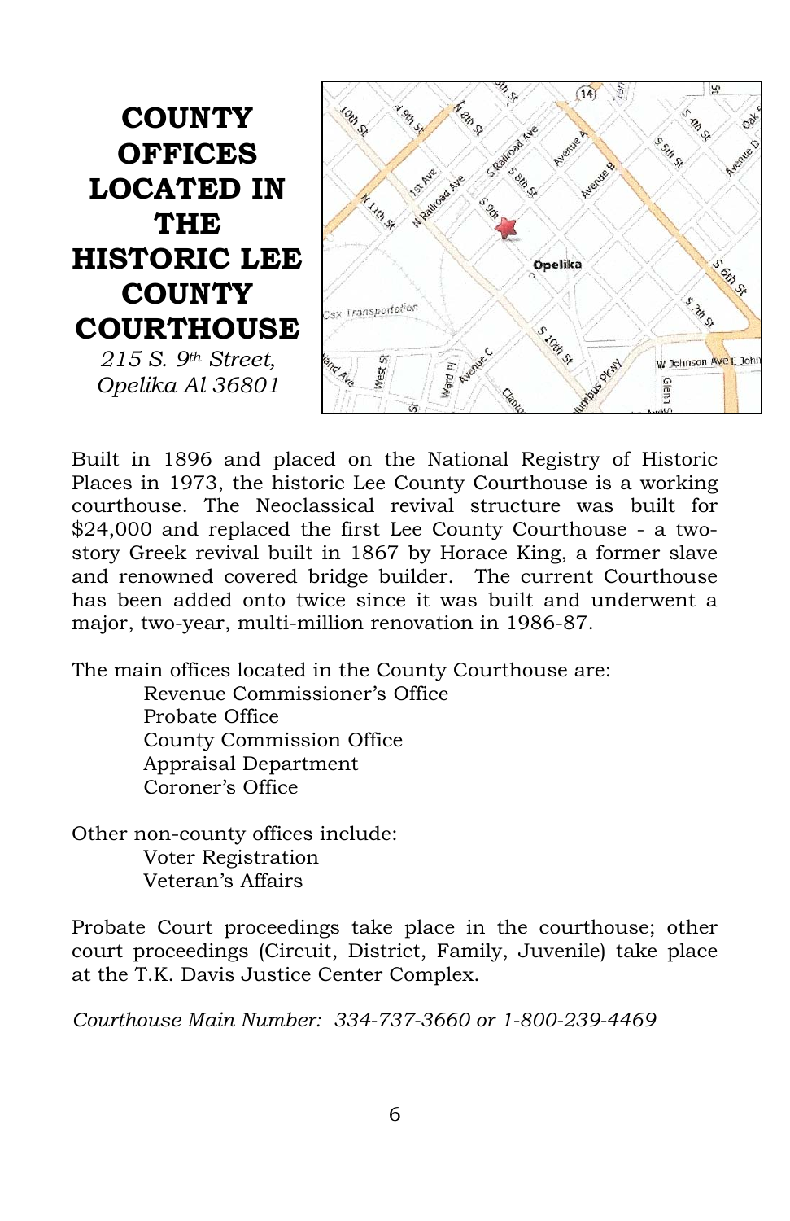# COUNTY OFFICES LOCATED IN THE HISTORIC LEE COUNTY COURTHOUSE

*215 S. 9th Street, Opelika Al 36801*

Built in 1896 and placed on the National Registry of Historic Places in 1973, the historic Lee County Courthouse is a working courthouse. The Neoclassical revival structure was built for $24,000 and replaced the first Lee County Courthouse - a two-story Greek revival built in 1867 by Horace King, a former slave and renowned covered bridge builder. The current Courthouse has been added onto twice since it was built and underwent a major, two-year, multi-million renovation in 1986-87.

The main offices located in the County Courthouse are:

- Revenue Commissioner's Office
- Probate Office
- County Commission Office
- Appraisal Department
- Coroner's Office

Other non-county offices include:

- Voter Registration
- Veteran's Affairs

Probate Court proceedings take place in the courthouse; other court proceedings (Circuit, District, Family, Juvenile) take place at the T.K. Davis Justice Center Complex.

*Courthouse Main Number: 334-737-3660 or 1-800-239-4469*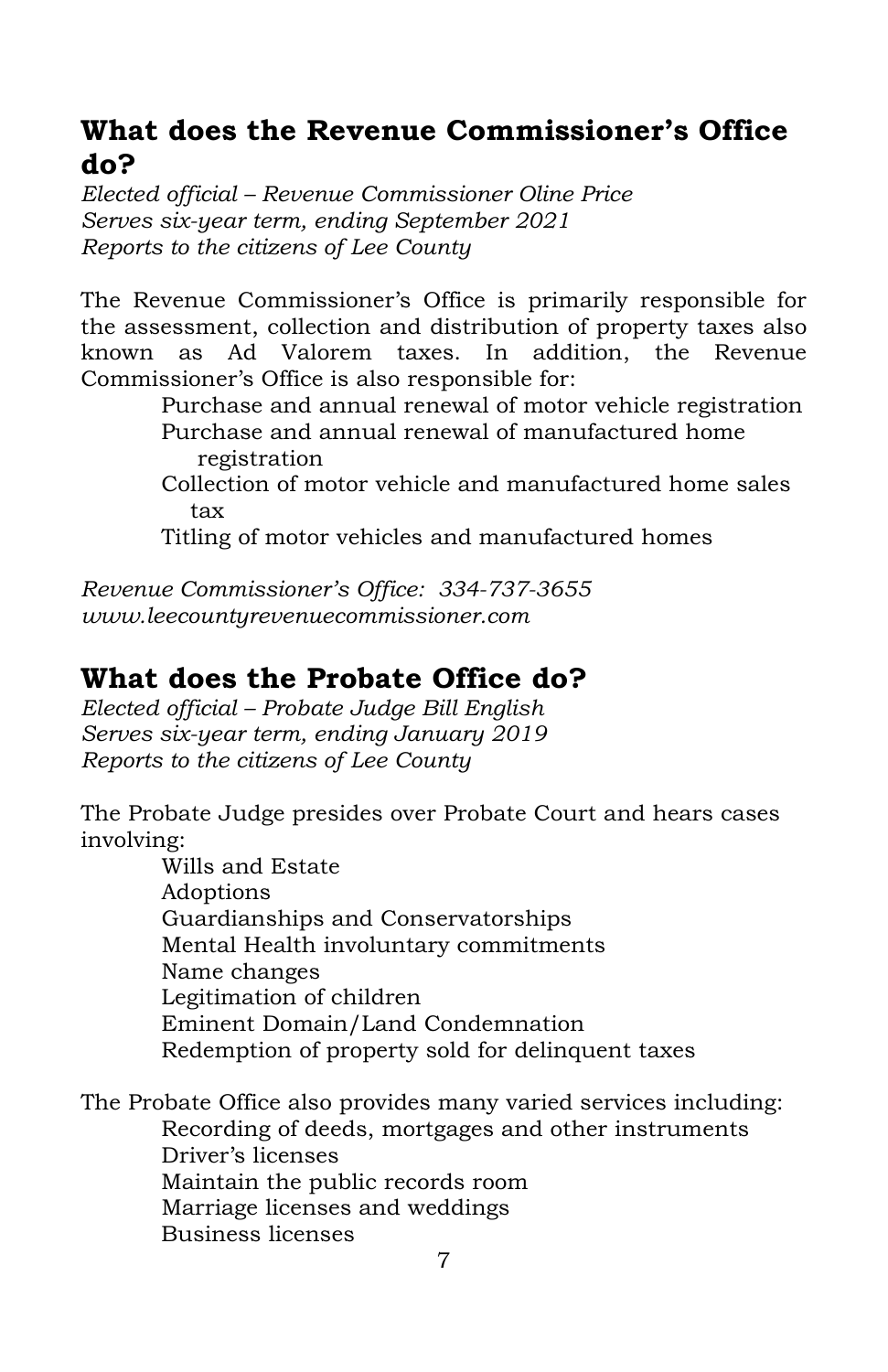## What does the Revenue Commissioner's Office do?

*Elected official – Revenue Commissioner Oline Price*
*Serves six-year term, ending September 2021*
*Reports to the citizens of Lee County*

The Revenue Commissioner's Office is primarily responsible for the assessment, collection and distribution of property taxes also known as Ad Valorem taxes. In addition, the Revenue Commissioner's Office is also responsible for:

- Purchase and annual renewal of motor vehicle registration
- Purchase and annual renewal of manufactured home registration
- Collection of motor vehicle and manufactured home sales tax
- Titling of motor vehicles and manufactured homes

*Revenue Commissioner's Office: 334-737-3655*
*www.leecountyrevenuecommissioner.com*

## What does the Probate Office do?

*Elected official – Probate Judge Bill English*
*Serves six-year term, ending January 2019*
*Reports to the citizens of Lee County*

The Probate Judge presides over Probate Court and hears cases involving:

- Wills and Estate
- Adoptions
- Guardianships and Conservatorships
- Mental Health involuntary commitments
- Name changes
- Legitimation of children
- Eminent Domain/Land Condemnation
- Redemption of property sold for delinquent taxes

The Probate Office also provides many varied services including:

- Recording of deeds, mortgages and other instruments
- Driver's licenses
- Maintain the public records room
- Marriage licenses and weddings
- Business licenses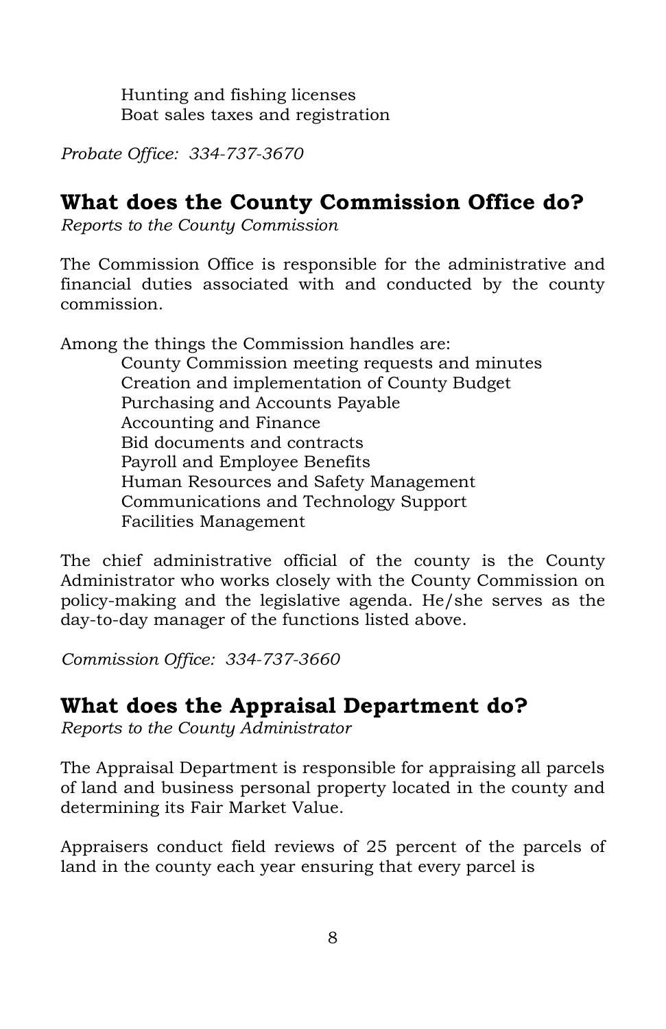Hunting and fishing licenses
Boat sales taxes and registration

*Probate Office: 334-737-3670*

## What does the County Commission Office do?

*Reports to the County Commission*

The Commission Office is responsible for the administrative and financial duties associated with and conducted by the county commission.

Among the things the Commission handles are:

- County Commission meeting requests and minutes
- Creation and implementation of County Budget
- Purchasing and Accounts Payable
- Accounting and Finance
- Bid documents and contracts
- Payroll and Employee Benefits
- Human Resources and Safety Management
- Communications and Technology Support
- Facilities Management

The chief administrative official of the county is the County Administrator who works closely with the County Commission on policy-making and the legislative agenda. He/she serves as the day-to-day manager of the functions listed above.

*Commission Office: 334-737-3660*

## What does the Appraisal Department do?

*Reports to the County Administrator*

The Appraisal Department is responsible for appraising all parcels of land and business personal property located in the county and determining its Fair Market Value.

Appraisers conduct field reviews of 25 percent of the parcels of land in the county each year ensuring that every parcel is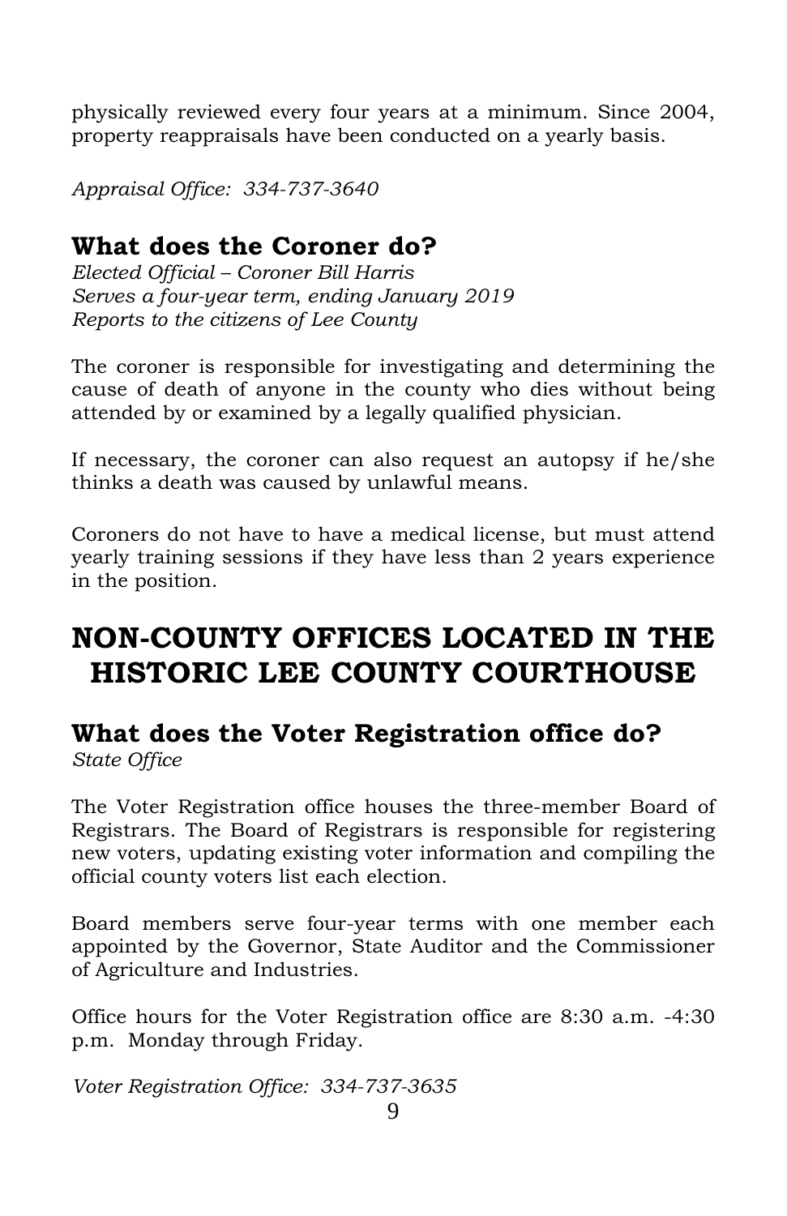physically reviewed every four years at a minimum. Since 2004, property reappraisals have been conducted on a yearly basis.

*Appraisal Office: 334-737-3640*

## What does the Coroner do?

*Elected Official – Coroner Bill Harris*
*Serves a four-year term, ending January 2019*
*Reports to the citizens of Lee County*

The coroner is responsible for investigating and determining the cause of death of anyone in the county who dies without being attended by or examined by a legally qualified physician.

If necessary, the coroner can also request an autopsy if he/she thinks a death was caused by unlawful means.

Coroners do not have to have a medical license, but must attend yearly training sessions if they have less than 2 years experience in the position.

# NON-COUNTY OFFICES LOCATED IN THE HISTORIC LEE COUNTY COURTHOUSE

## What does the Voter Registration office do?

*State Office*

The Voter Registration office houses the three-member Board of Registrars. The Board of Registrars is responsible for registering new voters, updating existing voter information and compiling the official county voters list each election.

Board members serve four-year terms with one member each appointed by the Governor, State Auditor and the Commissioner of Agriculture and Industries.

Office hours for the Voter Registration office are 8:30 a.m. -4:30 p.m. Monday through Friday.

*Voter Registration Office: 334-737-3635*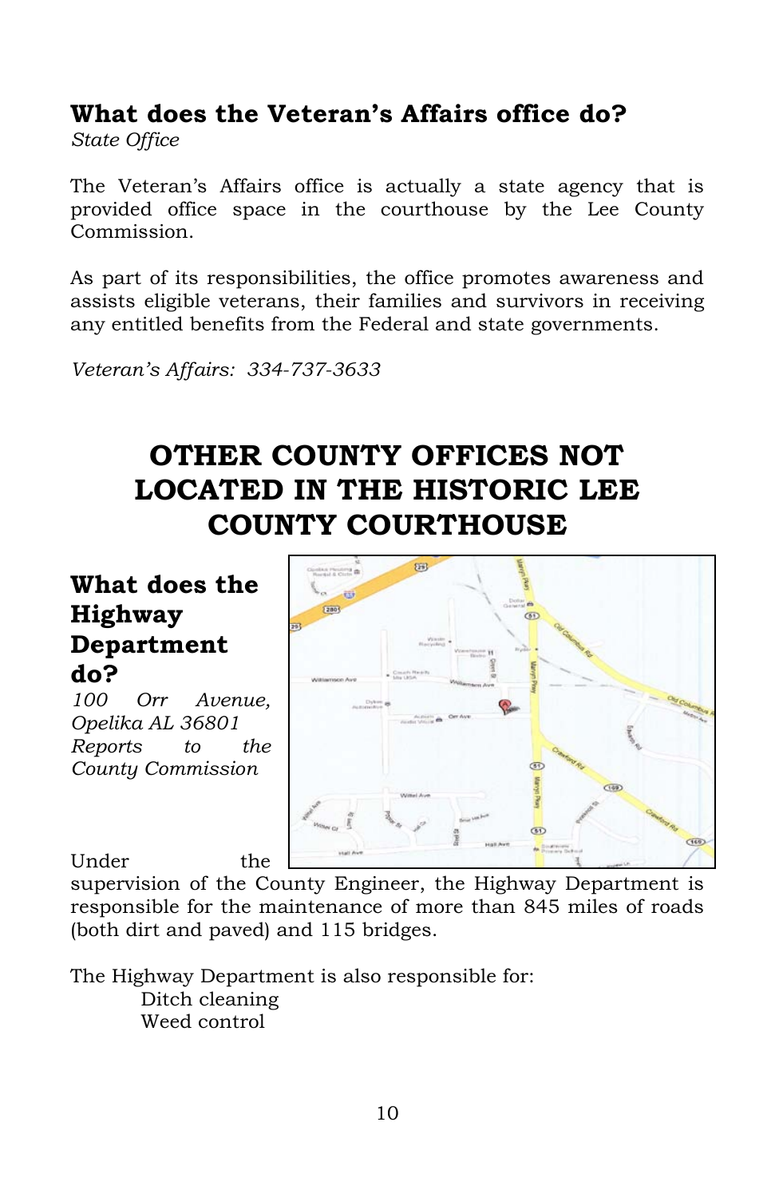## What does the Veteran's Affairs office do?

*State Office*

The Veteran's Affairs office is actually a state agency that is provided office space in the courthouse by the Lee County Commission.

As part of its responsibilities, the office promotes awareness and assists eligible veterans, their families and survivors in receiving any entitled benefits from the Federal and state governments.

*Veteran's Affairs: 334-737-3633*

# OTHER COUNTY OFFICES NOT LOCATED IN THE HISTORIC LEE COUNTY COURTHOUSE

## What does the Highway Department do?

*100 Orr Avenue, Opelika AL 36801*
*Reports to the County Commission*

Under the supervision of the County Engineer, the Highway Department is responsible for the maintenance of more than 845 miles of roads (both dirt and paved) and 115 bridges.

The Highway Department is also responsible for:

- Ditch cleaning
- Weed control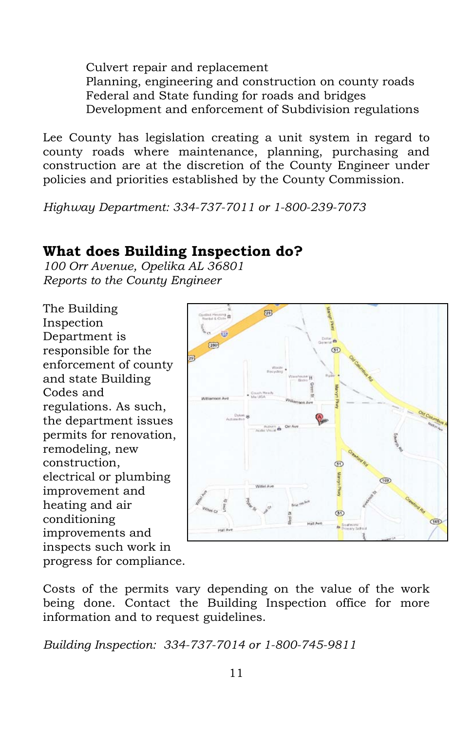Culvert repair and replacement
Planning, engineering and construction on county roads
Federal and State funding for roads and bridges
Development and enforcement of Subdivision regulations

Lee County has legislation creating a unit system in regard to county roads where maintenance, planning, purchasing and construction are at the discretion of the County Engineer under policies and priorities established by the County Commission.

*Highway Department: 334-737-7011 or 1-800-239-7073*

## What does Building Inspection do?

*100 Orr Avenue, Opelika AL 36801*
*Reports to the County Engineer*

The Building Inspection Department is responsible for the enforcement of county and state Building Codes and regulations. As such, the department issues permits for renovation, remodeling, new construction, electrical or plumbing improvement and heating and air conditioning improvements and inspects such work in progress for compliance.

Costs of the permits vary depending on the value of the work being done. Contact the Building Inspection office for more information and to request guidelines.

*Building Inspection: 334-737-7014 or 1-800-745-9811*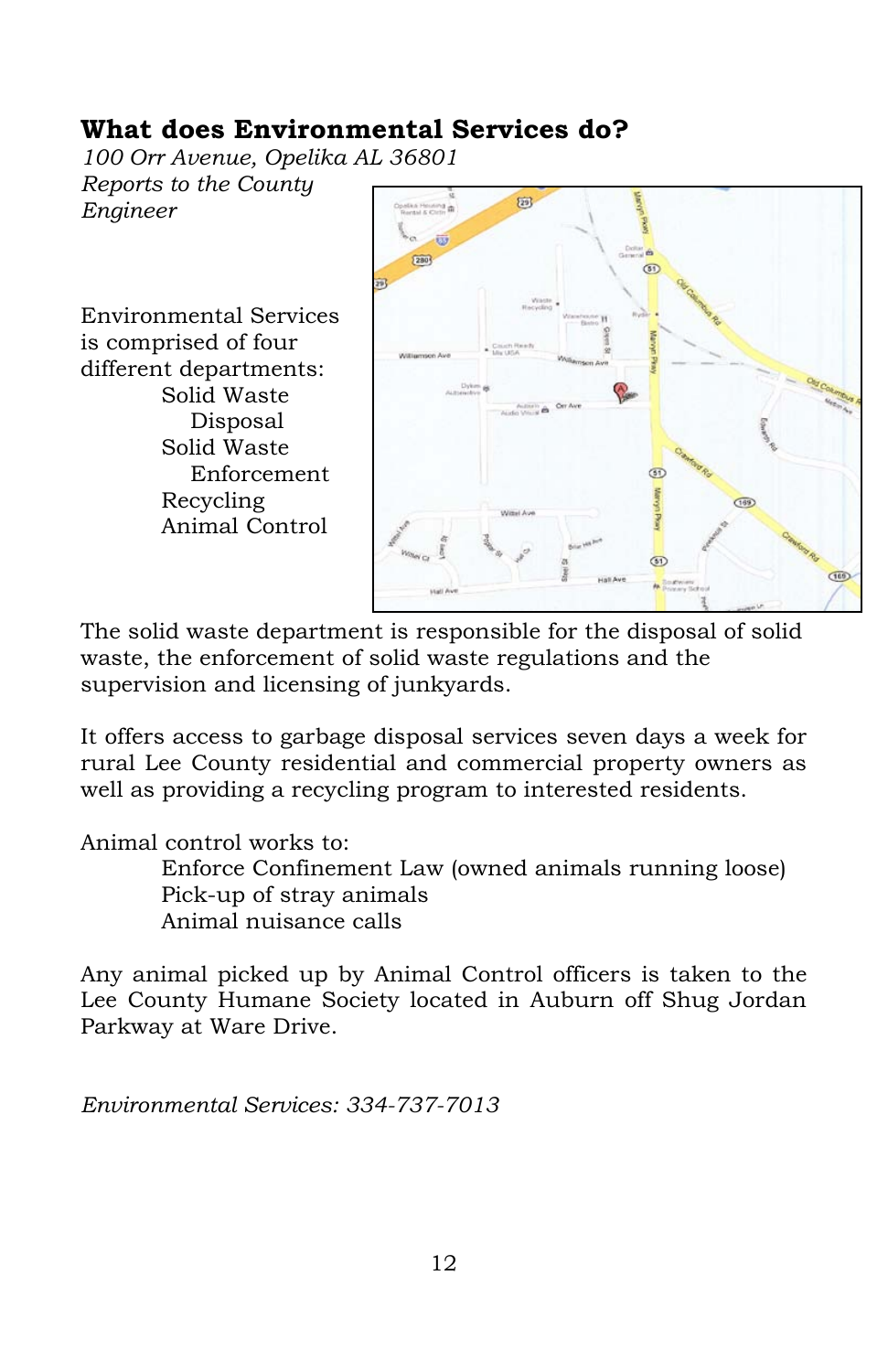## What does Environmental Services do?

*100 Orr Avenue, Opelika AL 36801*
*Reports to the County Engineer*

Environmental Services is comprised of four different departments:

- Solid Waste Disposal
- Solid Waste Enforcement
- Recycling
- Animal Control

The solid waste department is responsible for the disposal of solid waste, the enforcement of solid waste regulations and the supervision and licensing of junkyards.

It offers access to garbage disposal services seven days a week for rural Lee County residential and commercial property owners as well as providing a recycling program to interested residents.

Animal control works to:

- Enforce Confinement Law (owned animals running loose)
- Pick-up of stray animals
- Animal nuisance calls

Any animal picked up by Animal Control officers is taken to the Lee County Humane Society located in Auburn off Shug Jordan Parkway at Ware Drive.

*Environmental Services: 334-737-7013*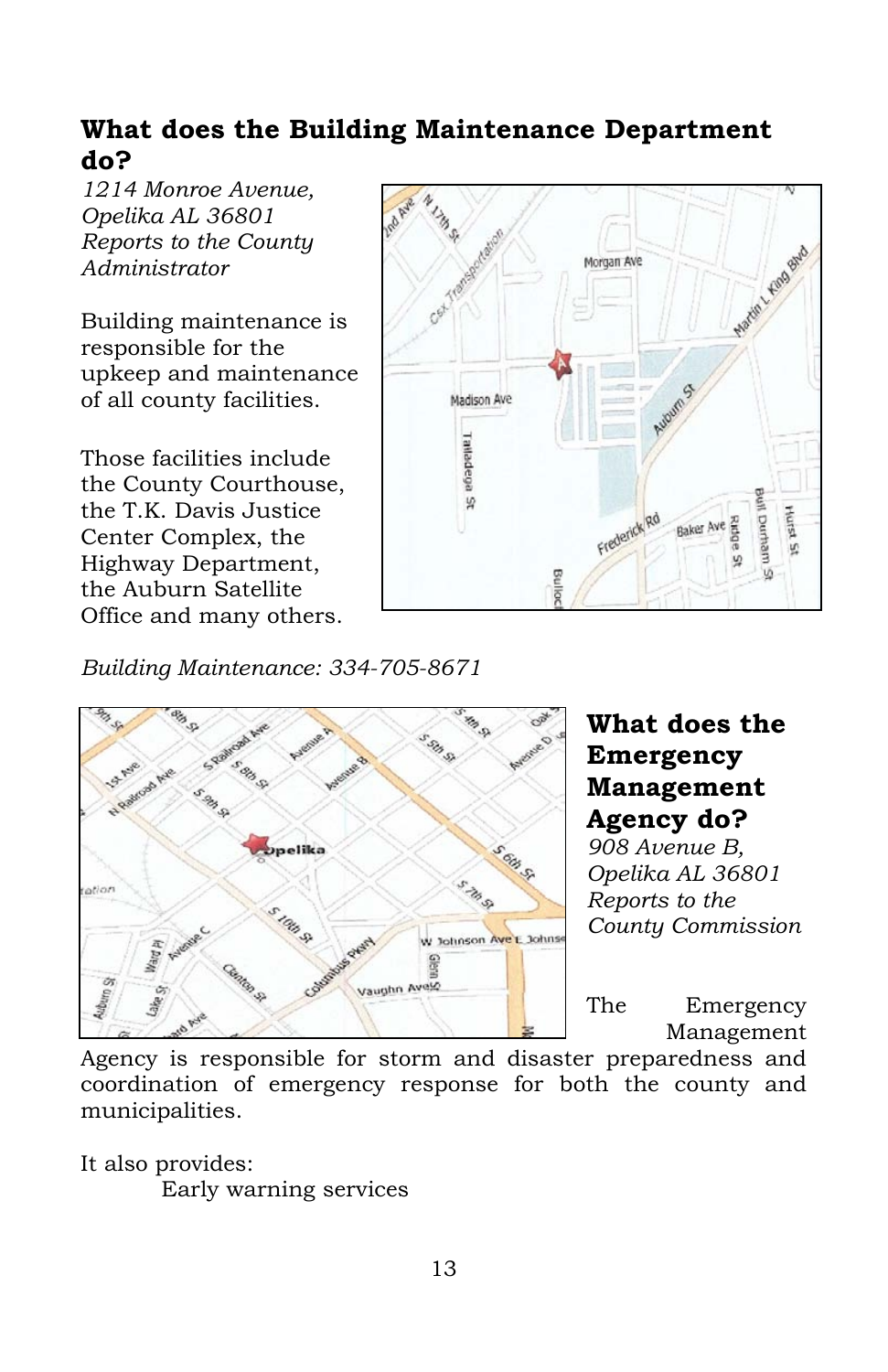## What does the Building Maintenance Department do?

*1214 Monroe Avenue,*
*Opelika AL 36801*
*Reports to the County Administrator*

Building maintenance is responsible for the upkeep and maintenance of all county facilities.

Those facilities include the County Courthouse, the T.K. Davis Justice Center Complex, the Highway Department, the Auburn Satellite Office and many others.

*Building Maintenance: 334-705-8671*

## What does the Emergency Management Agency do?

*908 Avenue B,*
*Opelika AL 36801*
*Reports to the County Commission*

The Emergency Management Agency is responsible for storm and disaster preparedness and coordination of emergency response for both the county and municipalities.

It also provides:

Early warning services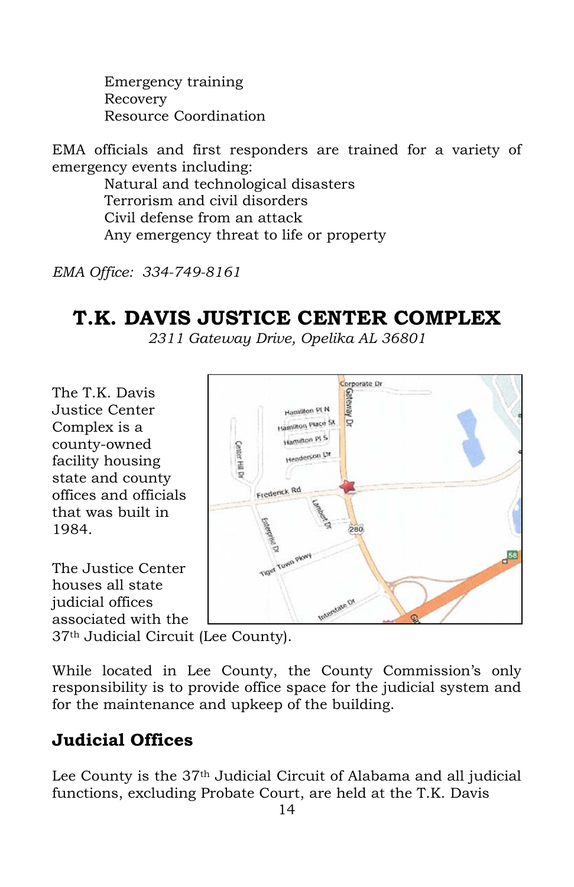Emergency training
Recovery
Resource Coordination

EMA officials and first responders are trained for a variety of emergency events including:

Natural and technological disasters
Terrorism and civil disorders
Civil defense from an attack
Any emergency threat to life or property

*EMA Office: 334-749-8161*

# T.K. DAVIS JUSTICE CENTER COMPLEX

*2311 Gateway Drive, Opelika AL 36801*

The T.K. Davis Justice Center Complex is a county-owned facility housing state and county offices and officials that was built in 1984.

The Justice Center houses all state judicial offices associated with the 37th Judicial Circuit (Lee County).

While located in Lee County, the County Commission's only responsibility is to provide office space for the judicial system and for the maintenance and upkeep of the building.

## Judicial Offices

Lee County is the 37th Judicial Circuit of Alabama and all judicial functions, excluding Probate Court, are held at the T.K. Davis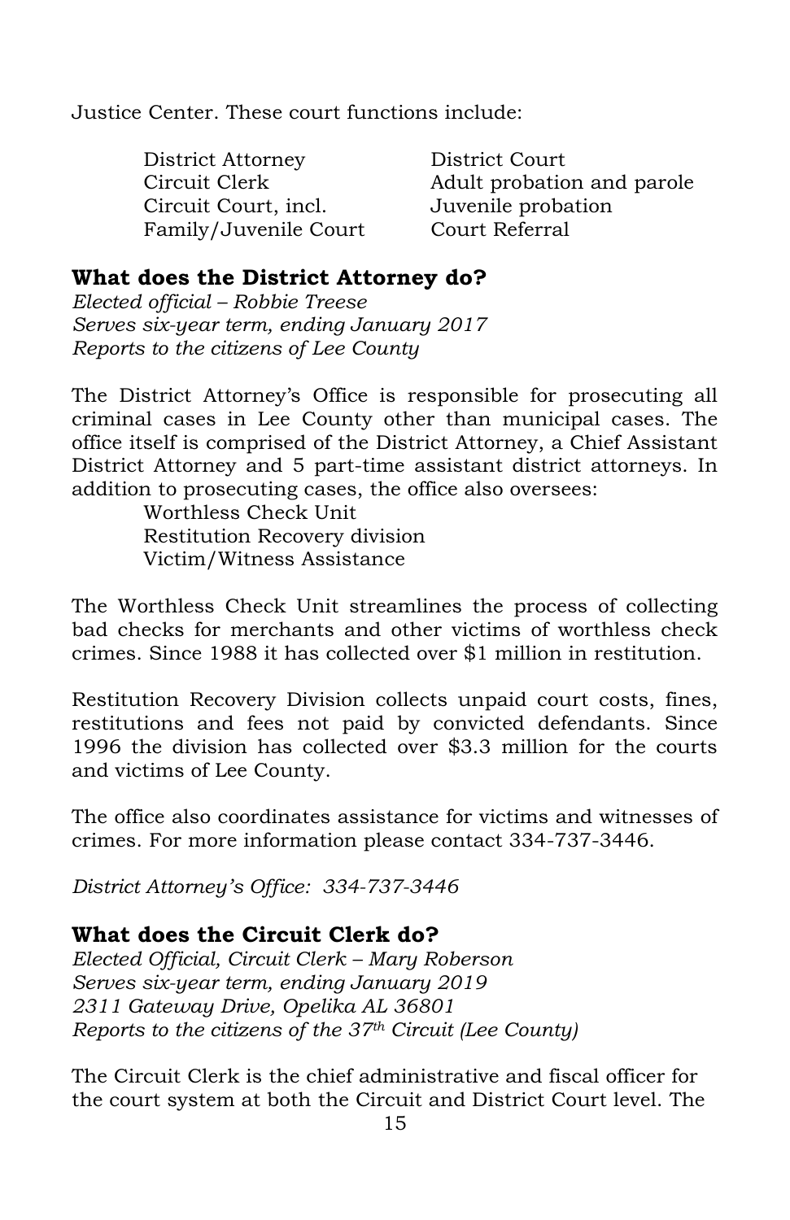Justice Center. These court functions include:

- District Attorney
- Circuit Clerk
- Circuit Court, incl. Family/Juvenile Court
- District Court
- Adult probation and parole
- Juvenile probation
- Court Referral

## What does the District Attorney do?

*Elected official – Robbie Treese*
*Serves six-year term, ending January 2017*
*Reports to the citizens of Lee County*

The District Attorney's Office is responsible for prosecuting all criminal cases in Lee County other than municipal cases. The office itself is comprised of the District Attorney, a Chief Assistant District Attorney and 5 part-time assistant district attorneys. In addition to prosecuting cases, the office also oversees:

- Worthless Check Unit
- Restitution Recovery division
- Victim/Witness Assistance

The Worthless Check Unit streamlines the process of collecting bad checks for merchants and other victims of worthless check crimes. Since 1988 it has collected over $1 million in restitution.

Restitution Recovery Division collects unpaid court costs, fines, restitutions and fees not paid by convicted defendants. Since 1996 the division has collected over $3.3 million for the courts and victims of Lee County.

The office also coordinates assistance for victims and witnesses of crimes. For more information please contact 334-737-3446.

*District Attorney's Office: 334-737-3446*

## What does the Circuit Clerk do?

*Elected Official, Circuit Clerk – Mary Roberson*
*Serves six-year term, ending January 2019*
*2311 Gateway Drive, Opelika AL 36801*
*Reports to the citizens of the 37th Circuit (Lee County)*

The Circuit Clerk is the chief administrative and fiscal officer for the court system at both the Circuit and District Court level. The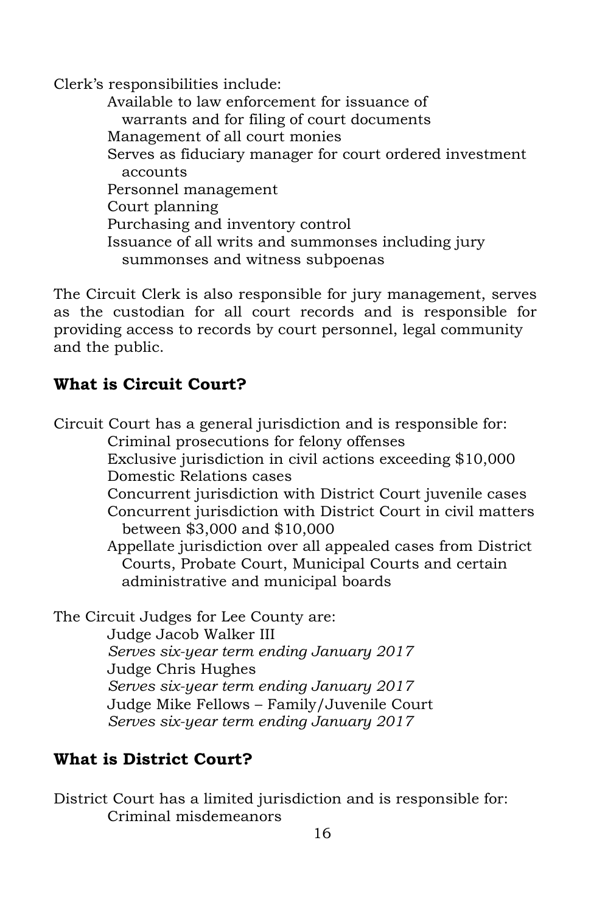Clerk's responsibilities include:

- Available to law enforcement for issuance of warrants and for filing of court documents
- Management of all court monies
- Serves as fiduciary manager for court ordered investment accounts
- Personnel management
- Court planning
- Purchasing and inventory control
- Issuance of all writs and summonses including jury summonses and witness subpoenas

The Circuit Clerk is also responsible for jury management, serves as the custodian for all court records and is responsible for providing access to records by court personnel, legal community and the public.

## What is Circuit Court?

Circuit Court has a general jurisdiction and is responsible for:

- Criminal prosecutions for felony offenses
- Exclusive jurisdiction in civil actions exceeding $10,000
- Domestic Relations cases
- Concurrent jurisdiction with District Court juvenile cases
- Concurrent jurisdiction with District Court in civil matters between $3,000 and $10,000
- Appellate jurisdiction over all appealed cases from District Courts, Probate Court, Municipal Courts and certain administrative and municipal boards

The Circuit Judges for Lee County are:

Judge Jacob Walker III
*Serves six-year term ending January 2017*

Judge Chris Hughes
*Serves six-year term ending January 2017*

Judge Mike Fellows – Family/Juvenile Court
*Serves six-year term ending January 2017*

## What is District Court?

District Court has a limited jurisdiction and is responsible for:

- Criminal misdemeanors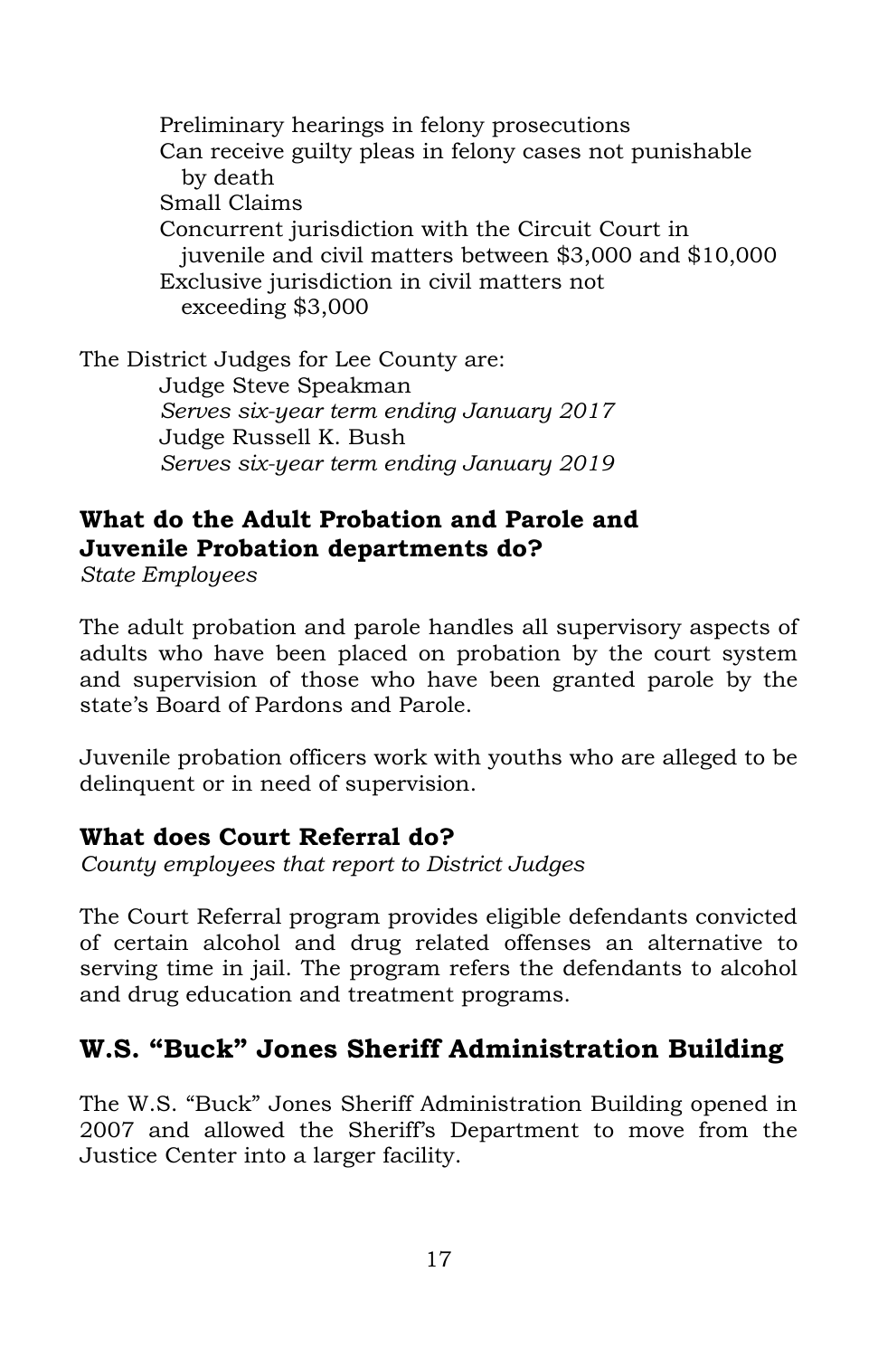- Preliminary hearings in felony prosecutions
- Can receive guilty pleas in felony cases not punishable by death
- Small Claims
- Concurrent jurisdiction with the Circuit Court in juvenile and civil matters between $3,000 and $10,000
- Exclusive jurisdiction in civil matters not exceeding $3,000

The District Judges for Lee County are:

Judge Steve Speakman
*Serves six-year term ending January 2017*
Judge Russell K. Bush
*Serves six-year term ending January 2019*

### What do the Adult Probation and Parole and Juvenile Probation departments do?

*State Employees*

The adult probation and parole handles all supervisory aspects of adults who have been placed on probation by the court system and supervision of those who have been granted parole by the state's Board of Pardons and Parole.

Juvenile probation officers work with youths who are alleged to be delinquent or in need of supervision.

### What does Court Referral do?

*County employees that report to District Judges*

The Court Referral program provides eligible defendants convicted of certain alcohol and drug related offenses an alternative to serving time in jail. The program refers the defendants to alcohol and drug education and treatment programs.

## W.S. "Buck" Jones Sheriff Administration Building

The W.S. "Buck" Jones Sheriff Administration Building opened in 2007 and allowed the Sheriff's Department to move from the Justice Center into a larger facility.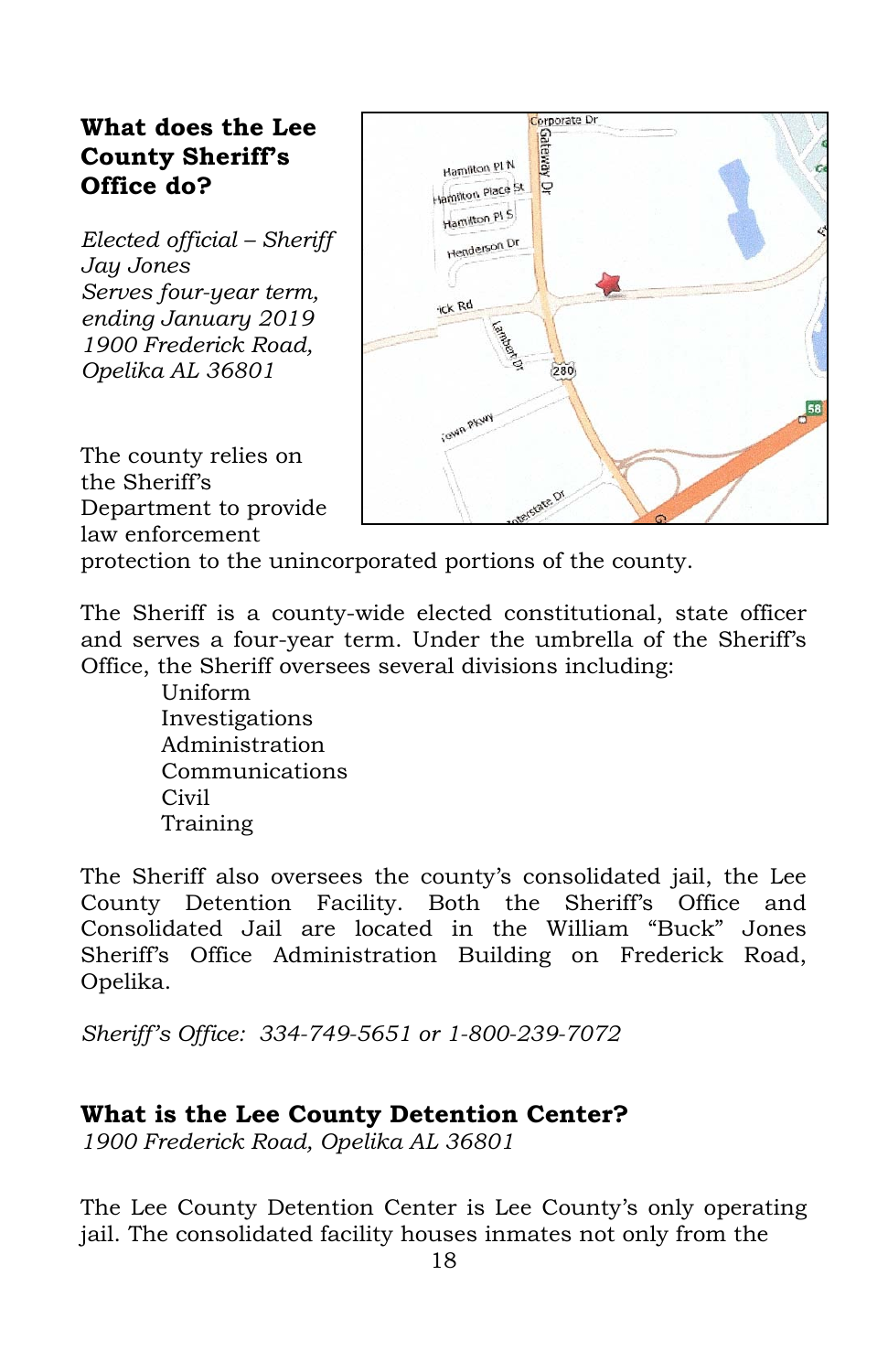## What does the Lee County Sheriff's Office do?

*Elected official – Sheriff Jay Jones*
*Serves four-year term, ending January 2019*
*1900 Frederick Road, Opelika AL 36801*

The county relies on the Sheriff's Department to provide law enforcement protection to the unincorporated portions of the county.

The Sheriff is a county-wide elected constitutional, state officer and serves a four-year term. Under the umbrella of the Sheriff's Office, the Sheriff oversees several divisions including:

- Uniform
- Investigations
- Administration
- Communications
- Civil
- Training

The Sheriff also oversees the county's consolidated jail, the Lee County Detention Facility. Both the Sheriff's Office and Consolidated Jail are located in the William "Buck" Jones Sheriff's Office Administration Building on Frederick Road, Opelika.

*Sheriff's Office: 334-749-5651 or 1-800-239-7072*

## What is the Lee County Detention Center?

*1900 Frederick Road, Opelika AL 36801*

The Lee County Detention Center is Lee County's only operating jail. The consolidated facility houses inmates not only from the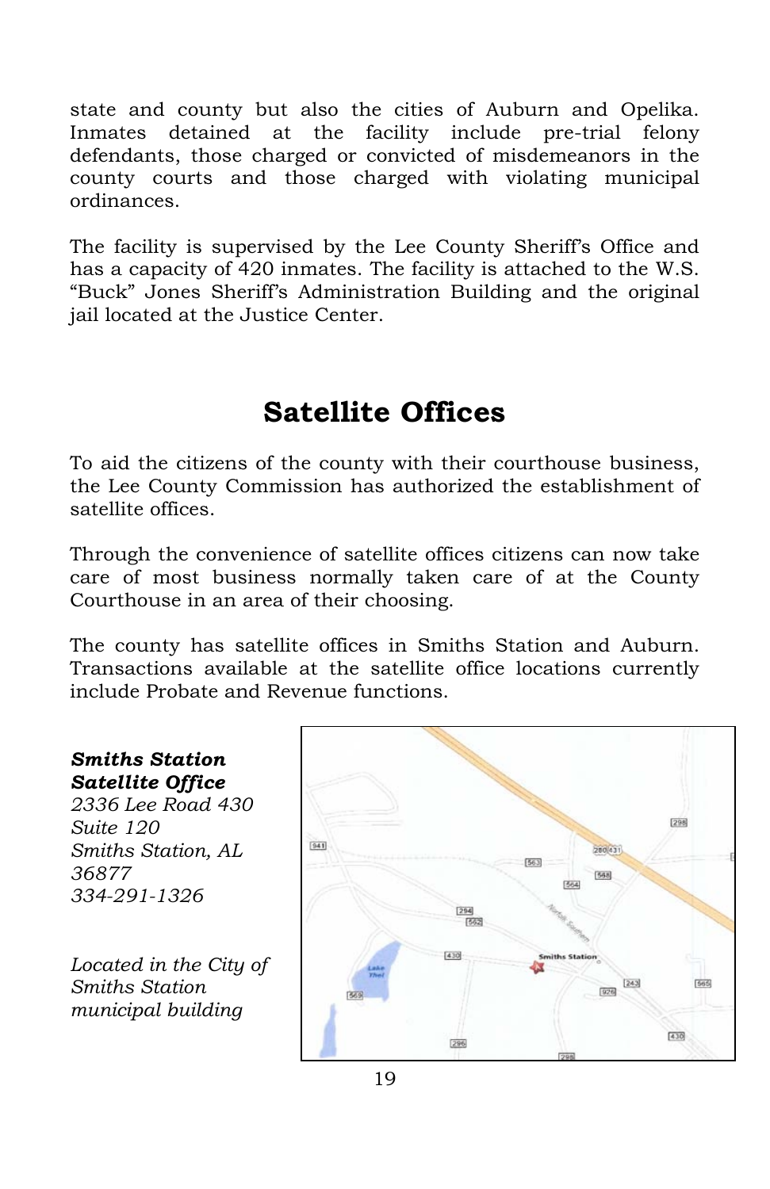state and county but also the cities of Auburn and Opelika. Inmates detained at the facility include pre-trial felony defendants, those charged or convicted of misdemeanors in the county courts and those charged with violating municipal ordinances.

The facility is supervised by the Lee County Sheriff's Office and has a capacity of 420 inmates. The facility is attached to the W.S. "Buck" Jones Sheriff's Administration Building and the original jail located at the Justice Center.

# Satellite Offices

To aid the citizens of the county with their courthouse business, the Lee County Commission has authorized the establishment of satellite offices.

Through the convenience of satellite offices citizens can now take care of most business normally taken care of at the County Courthouse in an area of their choosing.

The county has satellite offices in Smiths Station and Auburn. Transactions available at the satellite office locations currently include Probate and Revenue functions.

***Smiths Station Satellite Office***
*2336 Lee Road 430*
*Suite 120*
*Smiths Station, AL 36877*
*334-291-1326*

*Located in the City of Smiths Station municipal building*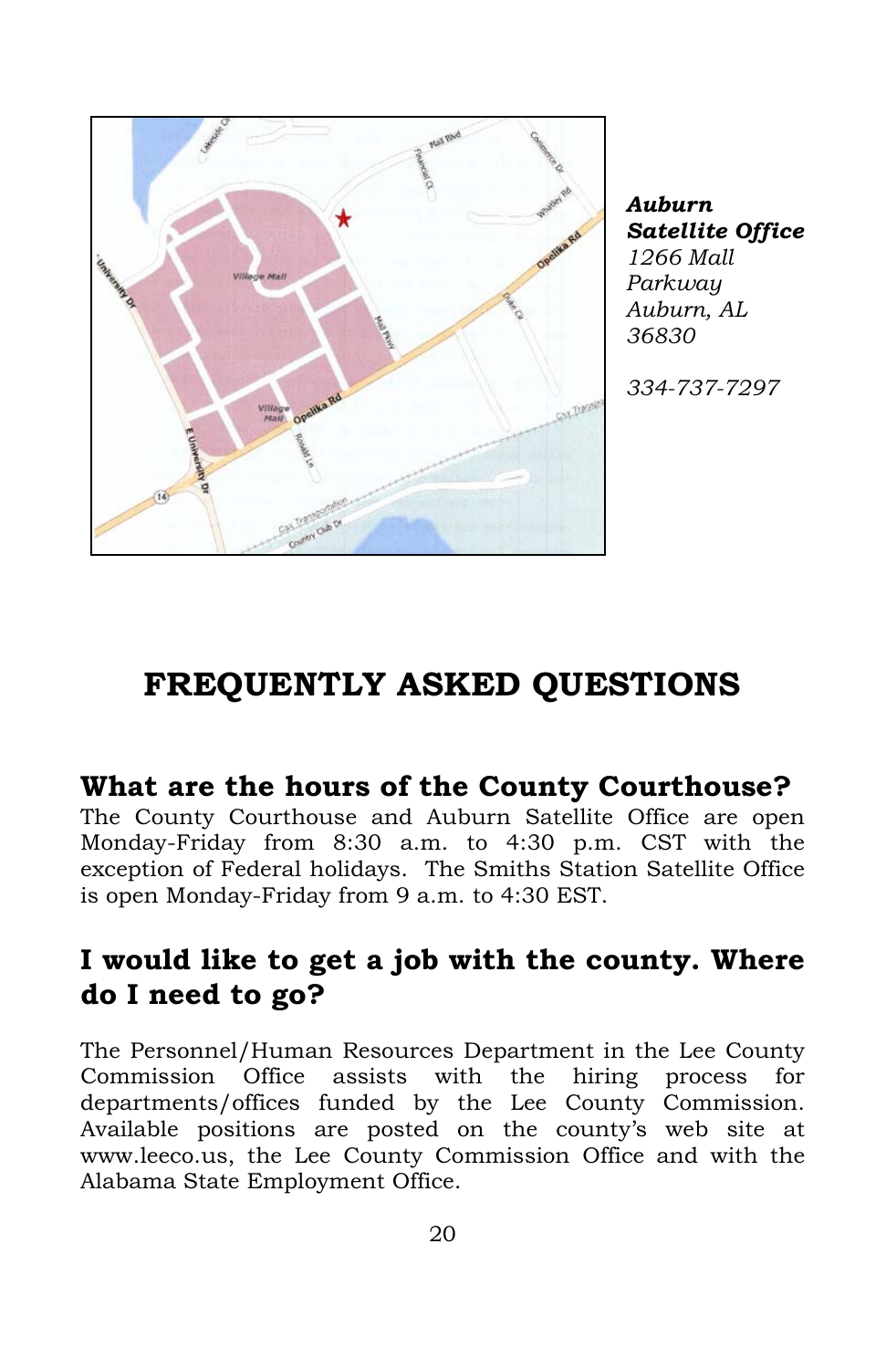***Auburn Satellite Office***
*1266 Mall Parkway*
*Auburn, AL 36830*

*334-737-7297*

# FREQUENTLY ASKED QUESTIONS

## What are the hours of the County Courthouse?

The County Courthouse and Auburn Satellite Office are open Monday-Friday from 8:30 a.m. to 4:30 p.m. CST with the exception of Federal holidays. The Smiths Station Satellite Office is open Monday-Friday from 9 a.m. to 4:30 EST.

## I would like to get a job with the county. Where do I need to go?

The Personnel/Human Resources Department in the Lee County Commission Office assists with the hiring process for departments/offices funded by the Lee County Commission. Available positions are posted on the county's web site at www.leeco.us, the Lee County Commission Office and with the Alabama State Employment Office.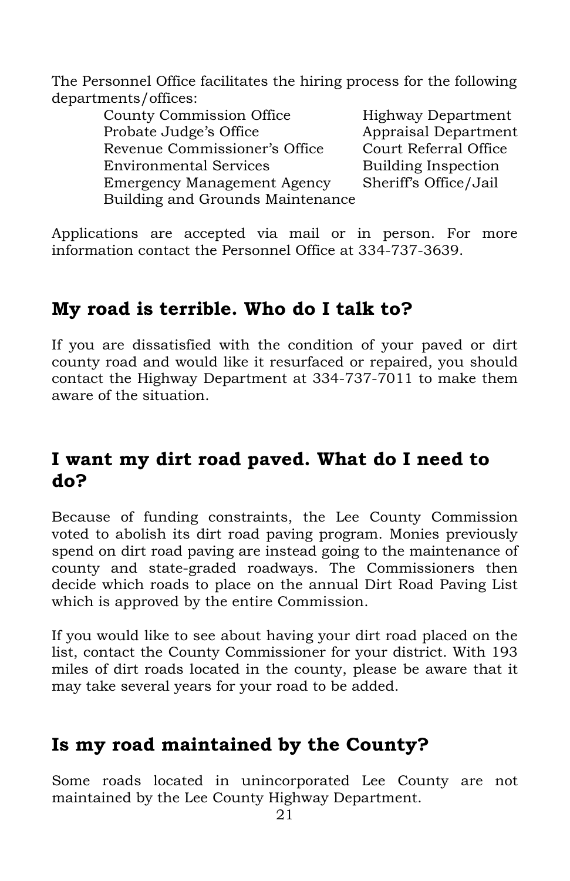The Personnel Office facilitates the hiring process for the following departments/offices:

- County Commission Office
- Probate Judge's Office
- Revenue Commissioner's Office
- Environmental Services
- Emergency Management Agency
- Building and Grounds Maintenance
- Highway Department
- Appraisal Department
- Court Referral Office
- Building Inspection
- Sheriff's Office/Jail

Applications are accepted via mail or in person. For more information contact the Personnel Office at 334-737-3639.

## My road is terrible. Who do I talk to?

If you are dissatisfied with the condition of your paved or dirt county road and would like it resurfaced or repaired, you should contact the Highway Department at 334-737-7011 to make them aware of the situation.

## I want my dirt road paved. What do I need to do?

Because of funding constraints, the Lee County Commission voted to abolish its dirt road paving program. Monies previously spend on dirt road paving are instead going to the maintenance of county and state-graded roadways. The Commissioners then decide which roads to place on the annual Dirt Road Paving List which is approved by the entire Commission.

If you would like to see about having your dirt road placed on the list, contact the County Commissioner for your district. With 193 miles of dirt roads located in the county, please be aware that it may take several years for your road to be added.

## Is my road maintained by the County?

Some roads located in unincorporated Lee County are not maintained by the Lee County Highway Department.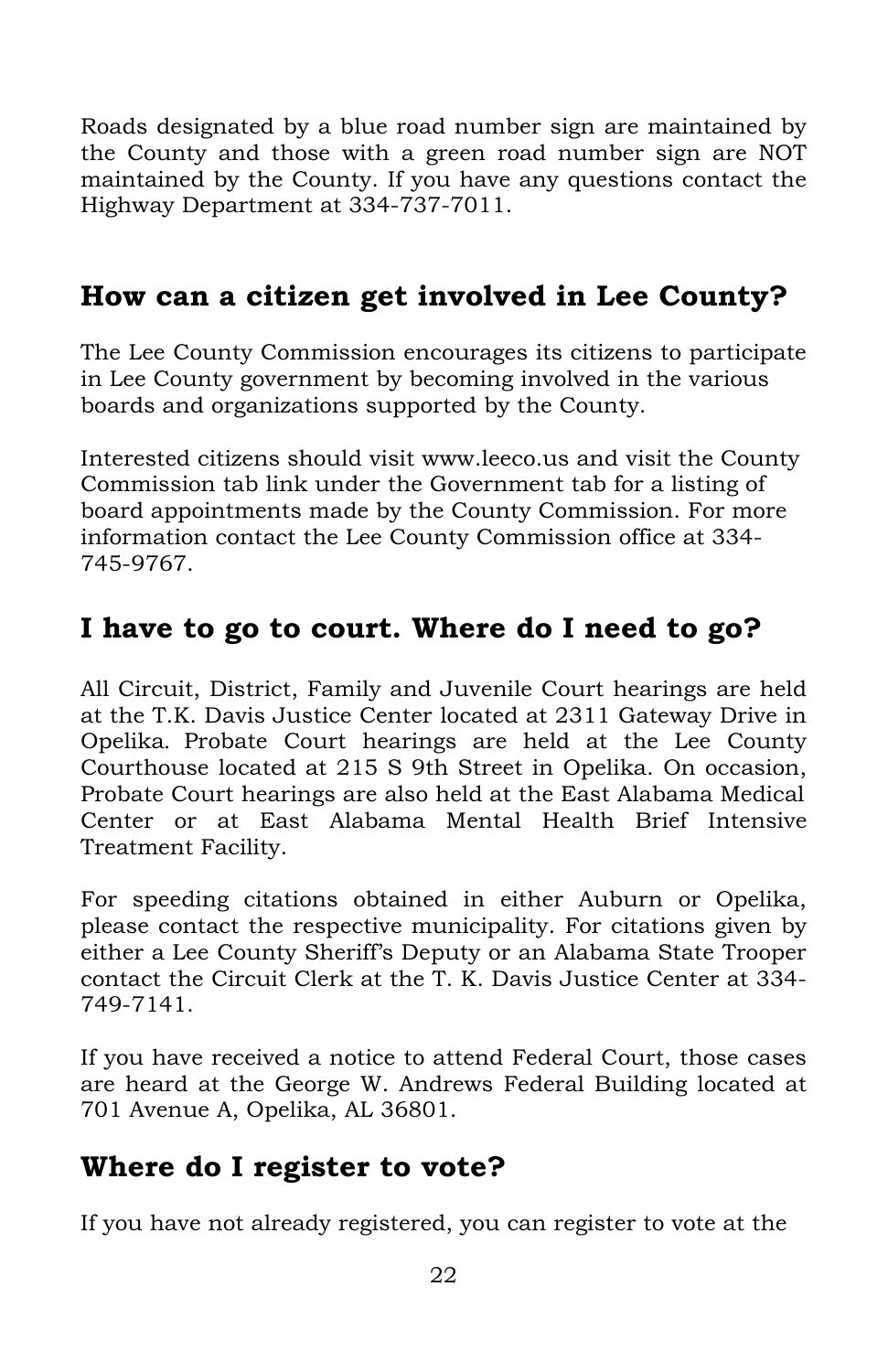Roads designated by a blue road number sign are maintained by the County and those with a green road number sign are NOT maintained by the County. If you have any questions contact the Highway Department at 334-737-7011.

## How can a citizen get involved in Lee County?

The Lee County Commission encourages its citizens to participate in Lee County government by becoming involved in the various boards and organizations supported by the County.

Interested citizens should visit www.leeco.us and visit the County Commission tab link under the Government tab for a listing of board appointments made by the County Commission. For more information contact the Lee County Commission office at 334-745-9767.

## I have to go to court. Where do I need to go?

All Circuit, District, Family and Juvenile Court hearings are held at the T.K. Davis Justice Center located at 2311 Gateway Drive in Opelika. Probate Court hearings are held at the Lee County Courthouse located at 215 S 9th Street in Opelika. On occasion, Probate Court hearings are also held at the East Alabama Medical Center or at East Alabama Mental Health Brief Intensive Treatment Facility.

For speeding citations obtained in either Auburn or Opelika, please contact the respective municipality. For citations given by either a Lee County Sheriff's Deputy or an Alabama State Trooper contact the Circuit Clerk at the T. K. Davis Justice Center at 334-749-7141.

If you have received a notice to attend Federal Court, those cases are heard at the George W. Andrews Federal Building located at 701 Avenue A, Opelika, AL 36801.

## Where do I register to vote?

If you have not already registered, you can register to vote at the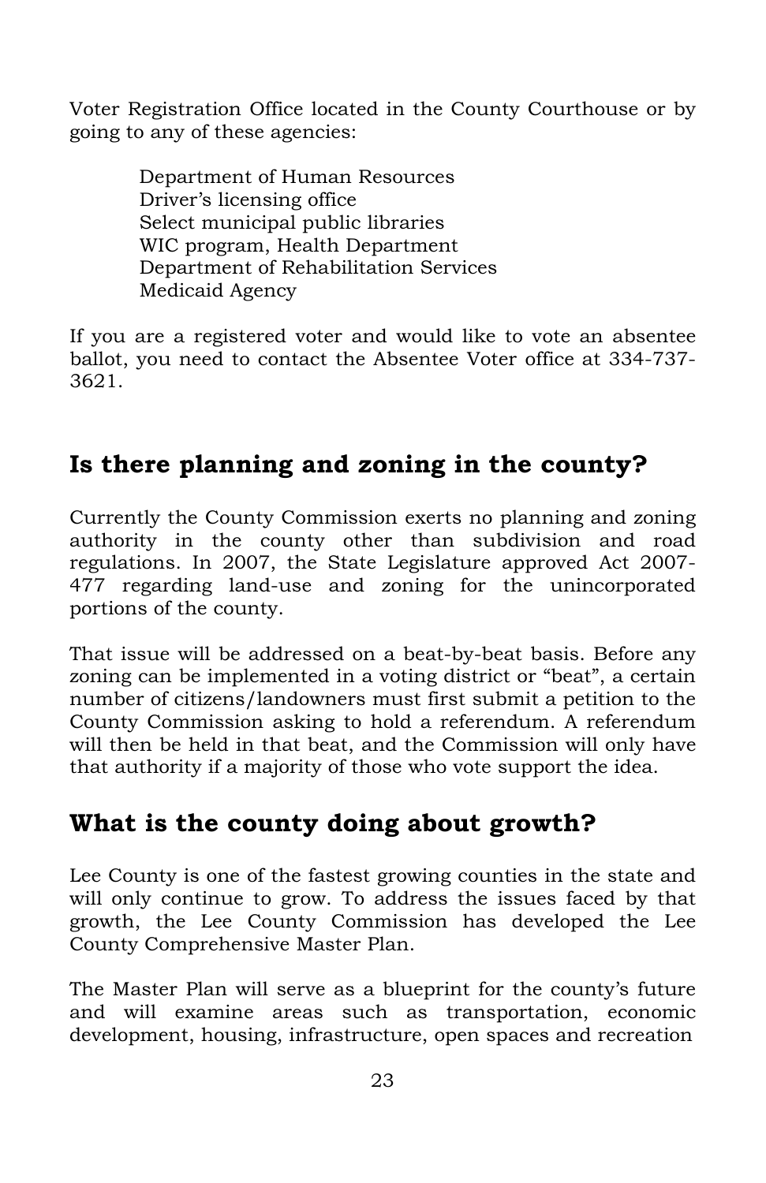Voter Registration Office located in the County Courthouse or by going to any of these agencies:

- Department of Human Resources
- Driver's licensing office
- Select municipal public libraries
- WIC program, Health Department
- Department of Rehabilitation Services
- Medicaid Agency

If you are a registered voter and would like to vote an absentee ballot, you need to contact the Absentee Voter office at 334-737-3621.

## Is there planning and zoning in the county?

Currently the County Commission exerts no planning and zoning authority in the county other than subdivision and road regulations. In 2007, the State Legislature approved Act 2007-477 regarding land-use and zoning for the unincorporated portions of the county.

That issue will be addressed on a beat-by-beat basis. Before any zoning can be implemented in a voting district or "beat", a certain number of citizens/landowners must first submit a petition to the County Commission asking to hold a referendum. A referendum will then be held in that beat, and the Commission will only have that authority if a majority of those who vote support the idea.

## What is the county doing about growth?

Lee County is one of the fastest growing counties in the state and will only continue to grow. To address the issues faced by that growth, the Lee County Commission has developed the Lee County Comprehensive Master Plan.

The Master Plan will serve as a blueprint for the county's future and will examine areas such as transportation, economic development, housing, infrastructure, open spaces and recreation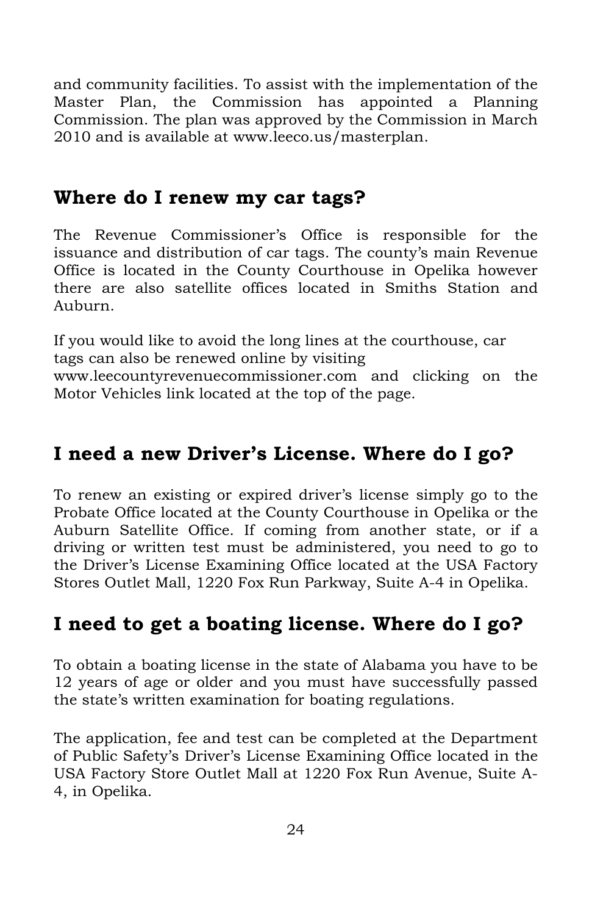and community facilities. To assist with the implementation of the Master Plan, the Commission has appointed a Planning Commission. The plan was approved by the Commission in March 2010 and is available at www.leeco.us/masterplan.

## Where do I renew my car tags?

The Revenue Commissioner's Office is responsible for the issuance and distribution of car tags. The county's main Revenue Office is located in the County Courthouse in Opelika however there are also satellite offices located in Smiths Station and Auburn.

If you would like to avoid the long lines at the courthouse, car tags can also be renewed online by visiting www.leecountyrevenuecommissioner.com and clicking on the Motor Vehicles link located at the top of the page.

## I need a new Driver's License. Where do I go?

To renew an existing or expired driver's license simply go to the Probate Office located at the County Courthouse in Opelika or the Auburn Satellite Office. If coming from another state, or if a driving or written test must be administered, you need to go to the Driver's License Examining Office located at the USA Factory Stores Outlet Mall, 1220 Fox Run Parkway, Suite A-4 in Opelika.

## I need to get a boating license. Where do I go?

To obtain a boating license in the state of Alabama you have to be 12 years of age or older and you must have successfully passed the state's written examination for boating regulations.

The application, fee and test can be completed at the Department of Public Safety's Driver's License Examining Office located in the USA Factory Store Outlet Mall at 1220 Fox Run Avenue, Suite A-4, in Opelika.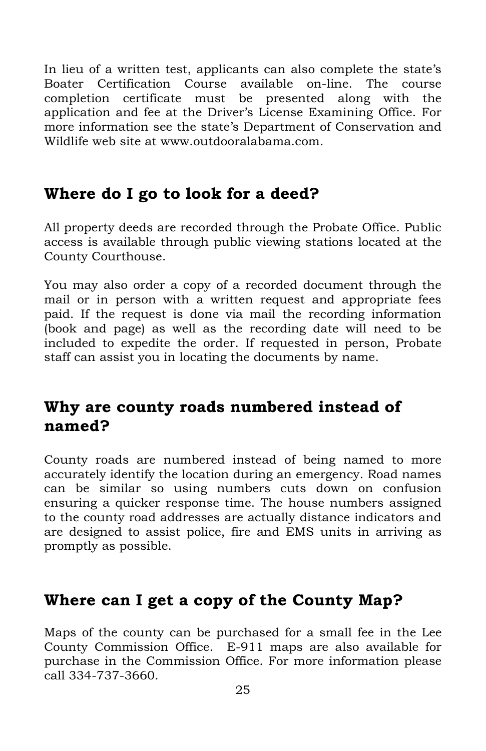In lieu of a written test, applicants can also complete the state's Boater Certification Course available on-line. The course completion certificate must be presented along with the application and fee at the Driver's License Examining Office. For more information see the state's Department of Conservation and Wildlife web site at www.outdooralabama.com.

## Where do I go to look for a deed?

All property deeds are recorded through the Probate Office. Public access is available through public viewing stations located at the County Courthouse.

You may also order a copy of a recorded document through the mail or in person with a written request and appropriate fees paid. If the request is done via mail the recording information (book and page) as well as the recording date will need to be included to expedite the order. If requested in person, Probate staff can assist you in locating the documents by name.

## Why are county roads numbered instead of named?

County roads are numbered instead of being named to more accurately identify the location during an emergency. Road names can be similar so using numbers cuts down on confusion ensuring a quicker response time. The house numbers assigned to the county road addresses are actually distance indicators and are designed to assist police, fire and EMS units in arriving as promptly as possible.

## Where can I get a copy of the County Map?

Maps of the county can be purchased for a small fee in the Lee County Commission Office. E-911 maps are also available for purchase in the Commission Office. For more information please call 334-737-3660.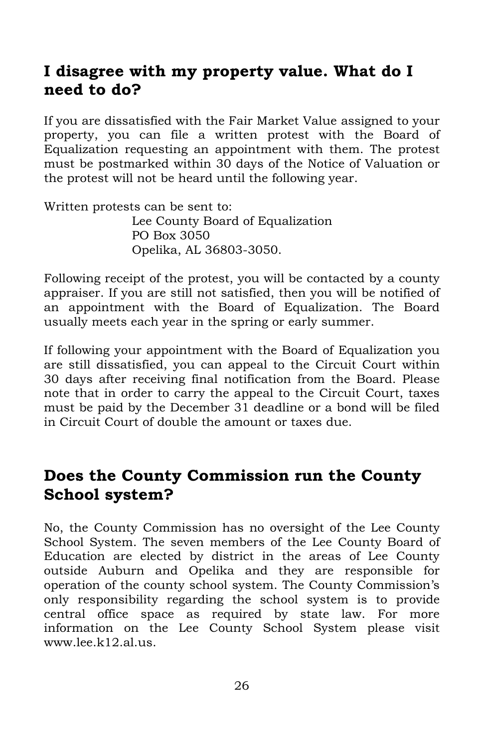## I disagree with my property value. What do I need to do?

If you are dissatisfied with the Fair Market Value assigned to your property, you can file a written protest with the Board of Equalization requesting an appointment with them. The protest must be postmarked within 30 days of the Notice of Valuation or the protest will not be heard until the following year.

Written protests can be sent to:

Lee County Board of Equalization
PO Box 3050
Opelika, AL 36803-3050.

Following receipt of the protest, you will be contacted by a county appraiser. If you are still not satisfied, then you will be notified of an appointment with the Board of Equalization. The Board usually meets each year in the spring or early summer.

If following your appointment with the Board of Equalization you are still dissatisfied, you can appeal to the Circuit Court within 30 days after receiving final notification from the Board. Please note that in order to carry the appeal to the Circuit Court, taxes must be paid by the December 31 deadline or a bond will be filed in Circuit Court of double the amount or taxes due.

## Does the County Commission run the County School system?

No, the County Commission has no oversight of the Lee County School System. The seven members of the Lee County Board of Education are elected by district in the areas of Lee County outside Auburn and Opelika and they are responsible for operation of the county school system. The County Commission's only responsibility regarding the school system is to provide central office space as required by state law. For more information on the Lee County School System please visit www.lee.k12.al.us.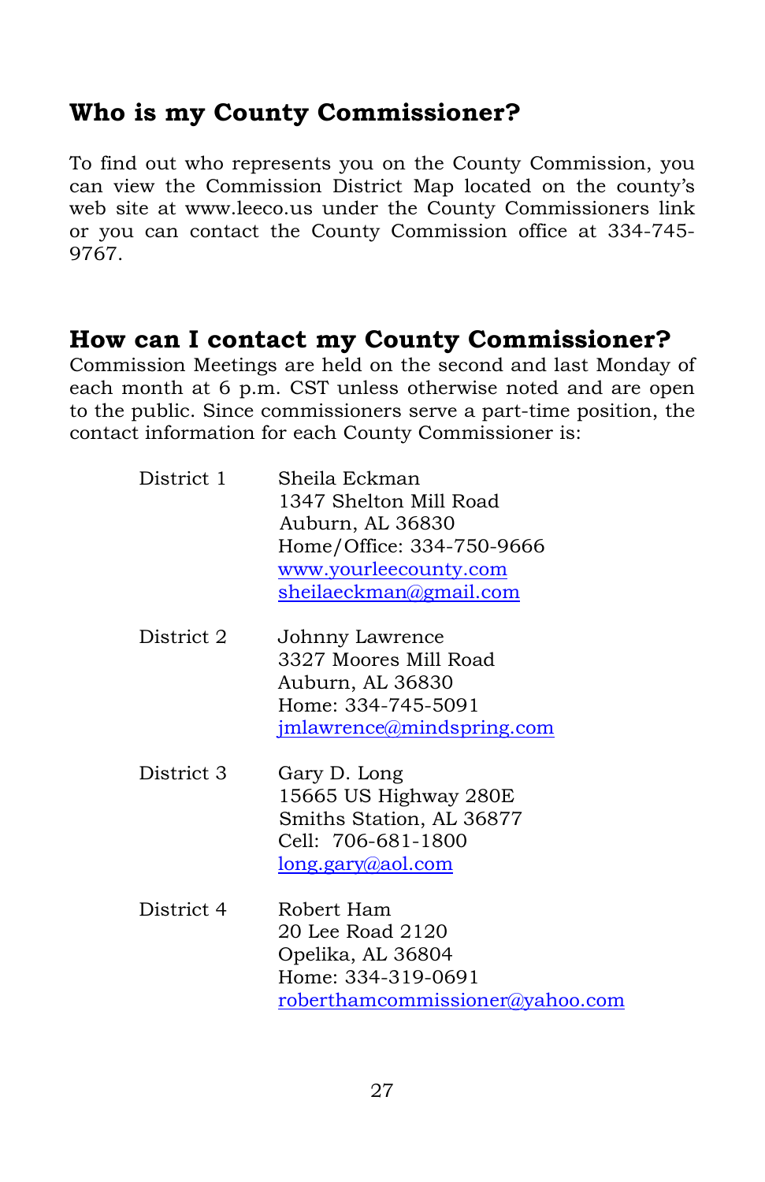## Who is my County Commissioner?

To find out who represents you on the County Commission, you can view the Commission District Map located on the county's web site at www.leeco.us under the County Commissioners link or you can contact the County Commission office at 334-745-9767.

## How can I contact my County Commissioner?

Commission Meetings are held on the second and last Monday of each month at 6 p.m. CST unless otherwise noted and are open to the public. Since commissioners serve a part-time position, the contact information for each County Commissioner is:

| | |
|---|---|
| District 1 | Sheila Eckman<br>1347 Shelton Mill Road<br>Auburn, AL 36830<br>Home/Office: 334-750-9666<br>www.yourleecounty.com<br>sheilaeckman@gmail.com |
| District 2 | Johnny Lawrence<br>3327 Moores Mill Road<br>Auburn, AL 36830<br>Home: 334-745-5091<br>jmlawrence@mindspring.com |
| District 3 | Gary D. Long<br>15665 US Highway 280E<br>Smiths Station, AL 36877<br>Cell: 706-681-1800<br>long.gary@aol.com |
| District 4 | Robert Ham<br>20 Lee Road 2120<br>Opelika, AL 36804<br>Home: 334-319-0691<br>roberthamcommissioner@yahoo.com |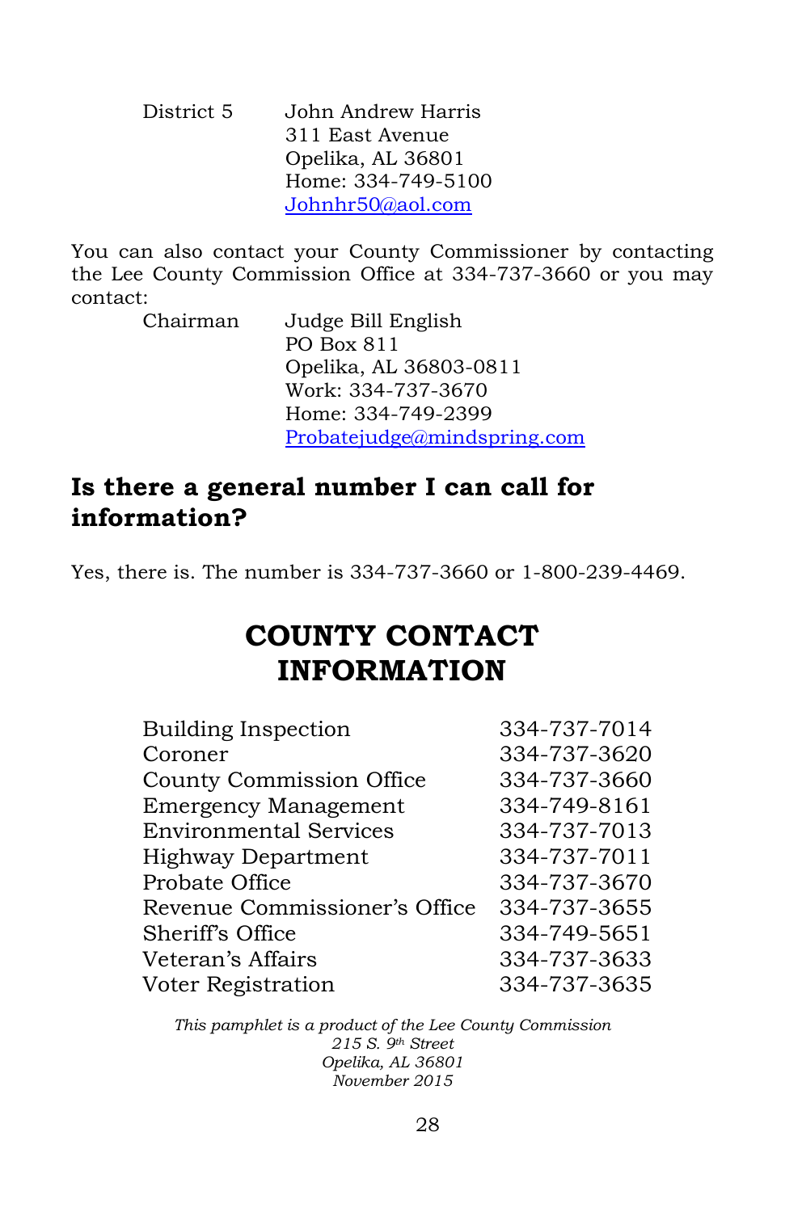District 5 John Andrew Harris
311 East Avenue
Opelika, AL 36801
Home: 334-749-5100
Johnhr50@aol.com

You can also contact your County Commissioner by contacting the Lee County Commission Office at 334-737-3660 or you may contact:

Chairman Judge Bill English
PO Box 811
Opelika, AL 36803-0811
Work: 334-737-3670
Home: 334-749-2399
Probatejudge@mindspring.com

## Is there a general number I can call for information?

Yes, there is. The number is 334-737-3660 or 1-800-239-4469.

# COUNTY CONTACT INFORMATION

| | |
|---|---|
| Building Inspection | 334-737-7014 |
| Coroner | 334-737-3620 |
| County Commission Office | 334-737-3660 |
| Emergency Management | 334-749-8161 |
| Environmental Services | 334-737-7013 |
| Highway Department | 334-737-7011 |
| Probate Office | 334-737-3670 |
| Revenue Commissioner's Office | 334-737-3655 |
| Sheriff's Office | 334-749-5651 |
| Veteran's Affairs | 334-737-3633 |
| Voter Registration | 334-737-3635 |

*This pamphlet is a product of the Lee County Commission*
*215 S. 9th Street*
*Opelika, AL 36801*
*November 2015*